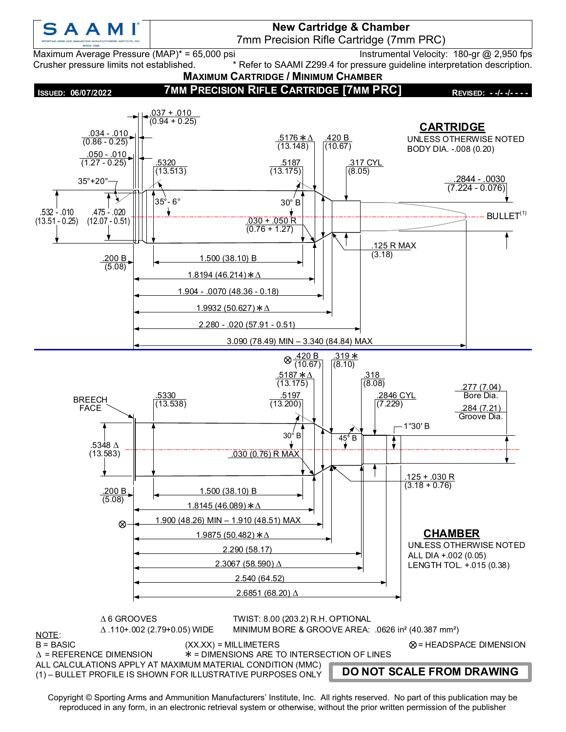# New Cartridge & Chamber

7mm Precision Rifle Cartridge (7mm PRC)

Maximum Average Pressure (MAP)* = 65,000 psi

Crusher pressure limits not established.

Instrumental Velocity: 180-gr @ 2,950 fps

* Refer to SAAMI Z299.4 for pressure guideline interpretation description.

**MAXIMUM CARTRIDGE / MINIMUM CHAMBER**

**ISSUED: 06/07/2022** **7MM PRECISION RIFLE CARTRIDGE [7MM PRC]** **REVISED: - -/- -/- - - -**

## CARTRIDGE

UNLESS OTHERWISE NOTED
BODY DIA. -.008 (0.20)

- .037 + .010 (0.94 + 0.25)
- .034 - .010 (0.86 - 0.25)
- .050 - .010 (1.27 - 0.25)
- 35°+20°
- .532 - .010 (13.51 - 0.25)
- .475 - .020 (12.07 - 0.51)
- .5320 (13.513)
- 35°- 6°
- .5176 ∗∆ (13.148)
- .5187 (13.175)
- .420 B (10.67)
- .317 CYL (8.05)
- 30° B
- .030 + .050 R (0.76 + 1.27)
- .2844 - .0030 (7.224 - 0.076)
- BULLET[1]
- .125 R MAX (3.18)
- .200 B (5.08)
- 1.500 (38.10) B
- 1.8194 (46.214) ∗∆
- 1.904 - .0070 (48.36 - 0.18)
- 1.9932 (50.627) ∗∆
- 2.280 - .020 (57.91 - 0.51)
- 3.090 (78.49) MIN – 3.340 (84.84) MAX

## CHAMBER

UNLESS OTHERWISE NOTED
ALL DIA +.002 (0.05)
LENGTH TOL. +.015 (0.38)

- BREECH FACE
- .5348 ∆ (13.583)
- .5330 (13.538)
- ⊗ .420 B (10.67)
- .319 ∗ (8.10)
- .5187 ∗∆ (13.175)
- .5197 (13.200)
- .318 (8.08)
- .2846 CYL (7.229)
- .277 (7.04) Bore Dia.
- .284 (7.21) Groove Dia.
- 1°30' B
- 30° B
- 45° B
- .030 (0.76) R MAX
- .125 + .030 R (3.18 + 0.76)
- .200 B (5.08)
- 1.500 (38.10) B
- 1.8145 (46.089) ∗∆
- ⊗ 1.900 (48.26) MIN – 1.910 (48.51) MAX
- 1.9875 (50.482) ∗∆
- 2.290 (58.17)
- 2.3067 (58.590) ∆
- 2.540 (64.52)
- 2.6851 (68.20) ∆

∆ 6 GROOVES
∆ .110+.002 (2.79+0.05) WIDE

TWIST: 8.00 (203.2) R.H. OPTIONAL
MINIMUM BORE & GROOVE AREA: .0626 in² (40.387 mm²)

NOTE:
B = BASIC
∆ = REFERENCE DIMENSION
(XX.XX) = MILLIMETERS
∗ = DIMENSIONS ARE TO INTERSECTION OF LINES
⊗ = HEADSPACE DIMENSION
ALL CALCULATIONS APPLY AT MAXIMUM MATERIAL CONDITION (MMC)
(1) – BULLET PROFILE IS SHOWN FOR ILLUSTRATIVE PURPOSES ONLY

**DO NOT SCALE FROM DRAWING**

Copyright © Sporting Arms and Ammunition Manufacturers' Institute, Inc. All rights reserved. No part of this publication may be reproduced in any form, in an electronic retrieval system or otherwise, without the prior written permission of the publisher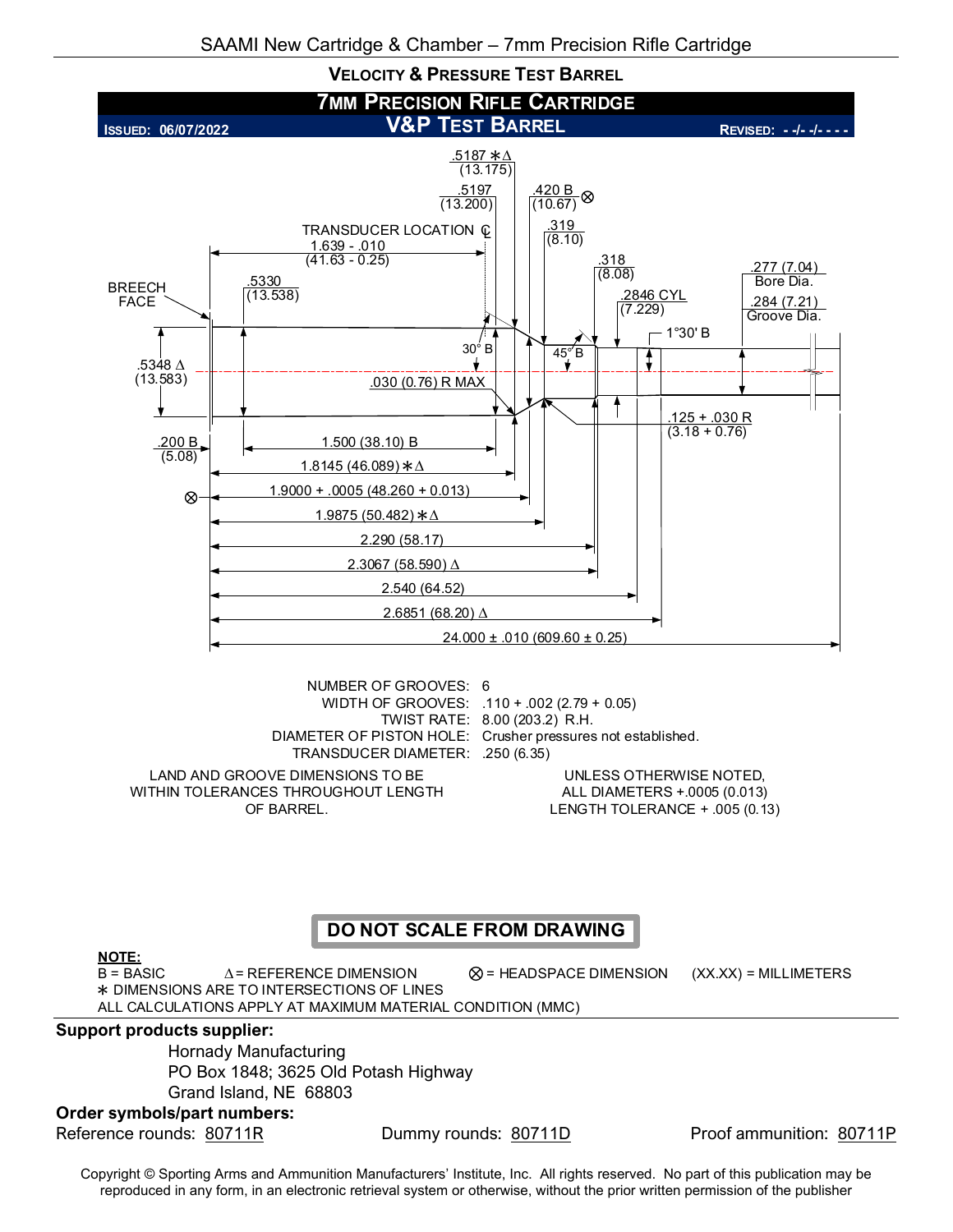SAAMI New Cartridge & Chamber – 7mm Precision Rifle Cartridge

## VELOCITY & PRESSURE TEST BARREL

# 7MM PRECISION RIFLE CARTRIDGE

## V&P TEST BARREL

ISSUED: 06/07/2022

REVISED: - -/- -/- - - -

.5187 ∗Δ
(13.175)

.5197
(13.200)

.420 B ⊗
(10.67)

TRANSDUCER LOCATION ℄
1.639 - .010
(41.63 - 0.25)

.319
(8.10)

.318
(8.08)

.277 (7.04)
Bore Dia.

BREECH FACE

.5330
(13.538)

.2846 CYL
(7.229)

.284 (7.21)
Groove Dia.

1°30' B

30° B

45° B

.5348 Δ
(13.583)

.030 (0.76) R MAX

.125 + .030 R
(3.18 + 0.76)

.200 B
(5.08)

1.500 (38.10) B

1.8145 (46.089) ∗Δ

⊗ 1.9000 + .0005 (48.260 + 0.013)

1.9875 (50.482) ∗Δ

2.290 (58.17)

2.3067 (58.590) Δ

2.540 (64.52)

2.6851 (68.20) Δ

24.000 ± .010 (609.60 ± 0.25)

NUMBER OF GROOVES: 6
WIDTH OF GROOVES: .110 + .002 (2.79 + 0.05)
TWIST RATE: 8.00 (203.2) R.H.
DIAMETER OF PISTON HOLE: Crusher pressures not established.
TRANSDUCER DIAMETER: .250 (6.35)

LAND AND GROOVE DIMENSIONS TO BE WITHIN TOLERANCES THROUGHOUT LENGTH OF BARREL.

UNLESS OTHERWISE NOTED, ALL DIAMETERS +.0005 (0.013) LENGTH TOLERANCE + .005 (0.13)

**DO NOT SCALE FROM DRAWING**

**NOTE:**
B = BASIC Δ = REFERENCE DIMENSION ⊗ = HEADSPACE DIMENSION (XX.XX) = MILLIMETERS
∗ DIMENSIONS ARE TO INTERSECTIONS OF LINES
ALL CALCULATIONS APPLY AT MAXIMUM MATERIAL CONDITION (MMC)

**Support products supplier:**

Hornady Manufacturing
PO Box 1848; 3625 Old Potash Highway
Grand Island, NE 68803

**Order symbols/part numbers:**

Reference rounds: 80711R Dummy rounds: 80711D Proof ammunition: 80711P

Copyright © Sporting Arms and Ammunition Manufacturers' Institute, Inc. All rights reserved. No part of this publication may be reproduced in any form, in an electronic retrieval system or otherwise, without the prior written permission of the publisher